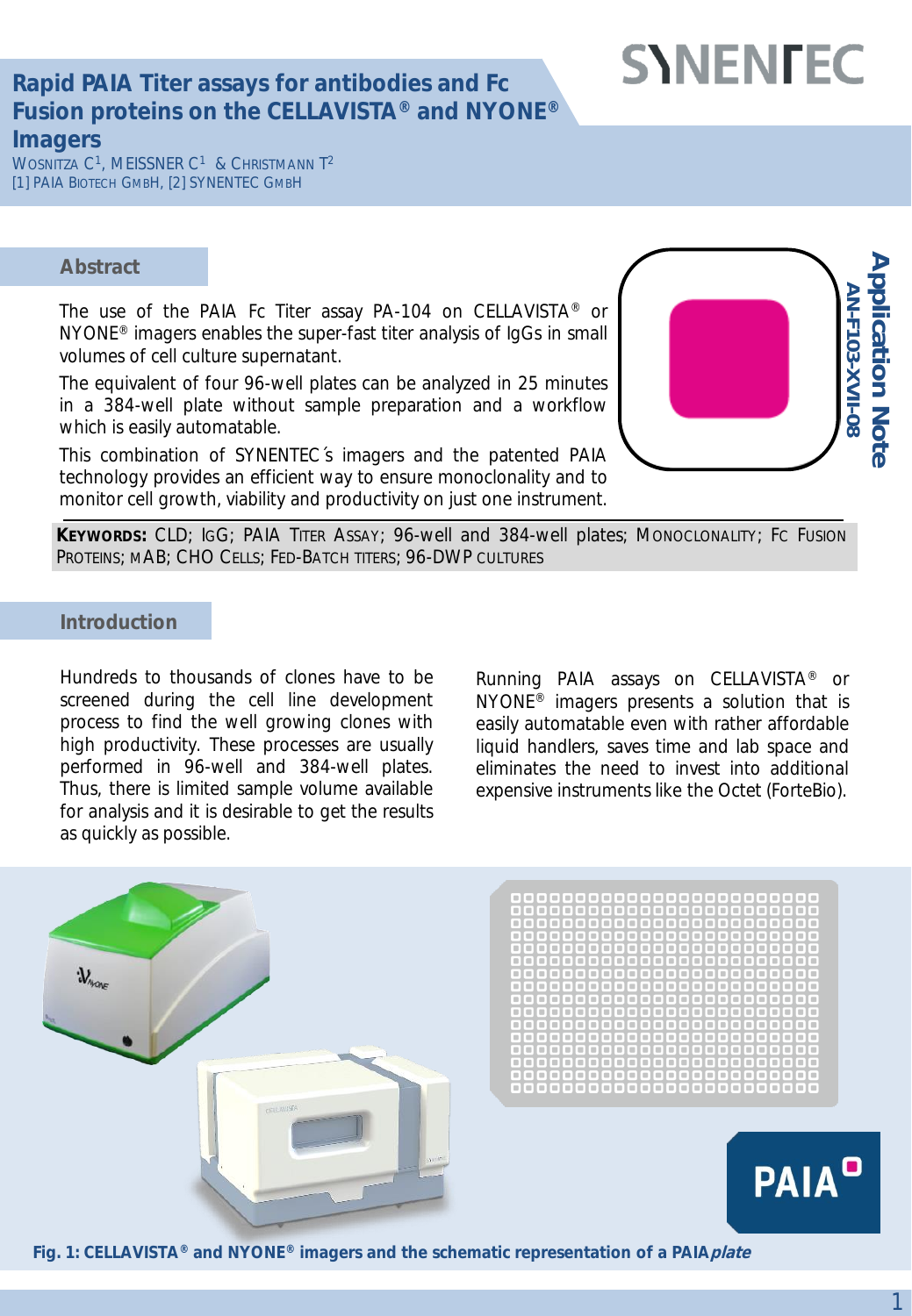# Rapid PAIA Titer assays for antibodies and Fc Fusion proteins on the CELLAVISTA® and NYONE® Imagers

WOSNITZA C[1], MEISSNER C[1] & CHRISTMANN T[2]

[1] PAIA BIOTECH GMBH, [2] SYNENTEC GMBH

Application Note AN-F103-XVII-08

## Abstract

The use of the PAIA Fc Titer assay PA-104 on CELLAVISTA® or NYONE® imagers enables the super-fast titer analysis of IgGs in small volumes of cell culture supernatant.

The equivalent of four 96-well plates can be analyzed in 25 minutes in a 384-well plate without sample preparation and a workflow which is easily automatable.

This combination of SYNENTEC´s imagers and the patented PAIA technology provides an efficient way to ensure monoclonality and to monitor cell growth, viability and productivity on just one instrument.

**KEYWORDS:** CLD; IGG; PAIA TITER ASSAY; 96-well and 384-well plates; MONOCLONALITY; FC FUSION PROTEINS; MAB; CHO CELLS; FED-BATCH TITERS; 96-DWP CULTURES

## Introduction

Hundreds to thousands of clones have to be screened during the cell line development process to find the well growing clones with high productivity. These processes are usually performed in 96-well and 384-well plates. Thus, there is limited sample volume available for analysis and it is desirable to get the results as quickly as possible.

Running PAIA assays on CELLAVISTA® or NYONE® imagers presents a solution that is easily automatable even with rather affordable liquid handlers, saves time and lab space and eliminates the need to invest into additional expensive instruments like the Octet (ForteBio).

**Fig. 1: CELLAVISTA® and NYONE® imagers and the schematic representation of a PAIA*plate***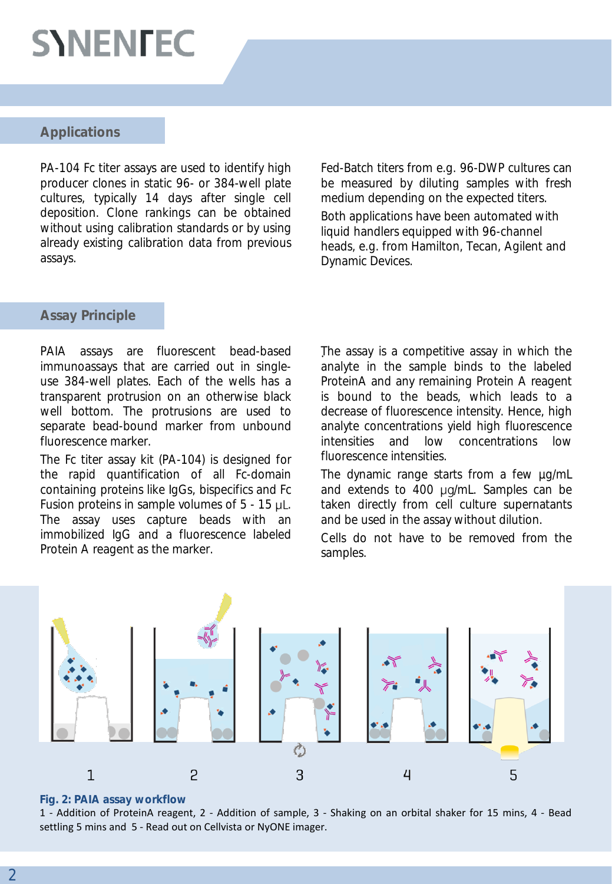## Applications

PA-104 Fc titer assays are used to identify high producer clones in static 96- or 384-well plate cultures, typically 14 days after single cell deposition. Clone rankings can be obtained without using calibration standards or by using already existing calibration data from previous assays.

Fed-Batch titers from e.g. 96-DWP cultures can be measured by diluting samples with fresh medium depending on the expected titers.

Both applications have been automated with liquid handlers equipped with 96-channel heads, e.g. from Hamilton, Tecan, Agilent and Dynamic Devices.

## Assay Principle

PAIA assays are fluorescent bead-based immunoassays that are carried out in single-use 384-well plates. Each of the wells has a transparent protrusion on an otherwise black well bottom. The protrusions are used to separate bead-bound marker from unbound fluorescence marker.

The Fc titer assay kit (PA-104) is designed for the rapid quantification of all Fc-domain containing proteins like IgGs, bispecifics and Fc Fusion proteins in sample volumes of 5 - 15 µL. The assay uses capture beads with an immobilized IgG and a fluorescence labeled Protein A reagent as the marker.

The assay is a competitive assay in which the analyte in the sample binds to the labeled ProteinA and any remaining Protein A reagent is bound to the beads, which leads to a decrease of fluorescence intensity. Hence, high analyte concentrations yield high fluorescence intensities and low concentrations low fluorescence intensities.

The dynamic range starts from a few µg/mL and extends to 400 µg/mL. Samples can be taken directly from cell culture supernatants and be used in the assay without dilution.

Cells do not have to be removed from the samples.

**Fig. 2: PAIA assay workflow**

1 - Addition of ProteinA reagent, 2 - Addition of sample, 3 - Shaking on an orbital shaker for 15 mins, 4 - Bead settling 5 mins and 5 - Read out on Cellvista or NyONE imager.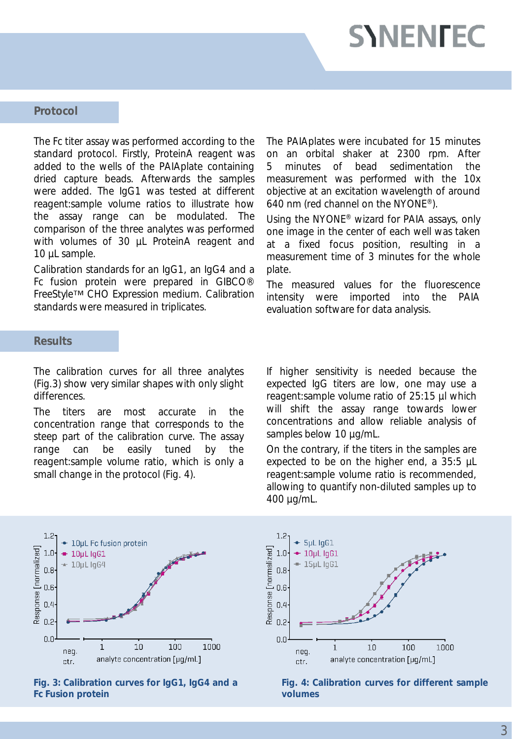## Protocol

The Fc titer assay was performed according to the standard protocol. Firstly, ProteinA reagent was added to the wells of the PAIAplate containing dried capture beads. Afterwards the samples were added. The IgG1 was tested at different reagent:sample volume ratios to illustrate how the assay range can be modulated. The comparison of the three analytes was performed with volumes of 30 µL ProteinA reagent and 10 µL sample.

Calibration standards for an IgG1, an IgG4 and a Fc fusion protein were prepared in GIBCO® FreeStyle™ CHO Expression medium. Calibration standards were measured in triplicates.

The PAIAplates were incubated for 15 minutes on an orbital shaker at 2300 rpm. After 5 minutes of bead sedimentation the measurement was performed with the 10x objective at an excitation wavelength of around 640 nm (red channel on the NYONE®).

Using the NYONE® wizard for PAIA assays, only one image in the center of each well was taken at a fixed focus position, resulting in a measurement time of 3 minutes for the whole plate.

The measured values for the fluorescence intensity were imported into the PAIA evaluation software for data analysis.

## Results

The calibration curves for all three analytes (Fig.3) show very similar shapes with only slight differences.

The titers are most accurate in the concentration range that corresponds to the steep part of the calibration curve. The assay range can be easily tuned by the reagent:sample volume ratio, which is only a small change in the protocol (Fig. 4).

If higher sensitivity is needed because the expected IgG titers are low, one may use a reagent:sample volume ratio of 25:15 µl which will shift the assay range towards lower concentrations and allow reliable analysis of samples below 10 µg/mL.

On the contrary, if the titers in the samples are expected to be on the higher end, a 35:5 µL reagent:sample volume ratio is recommended, allowing to quantify non-diluted samples up to 400 µg/mL.

**Fig. 3: Calibration curves for IgG1, IgG4 and a Fc Fusion protein**

**Fig. 4: Calibration curves for different sample volumes**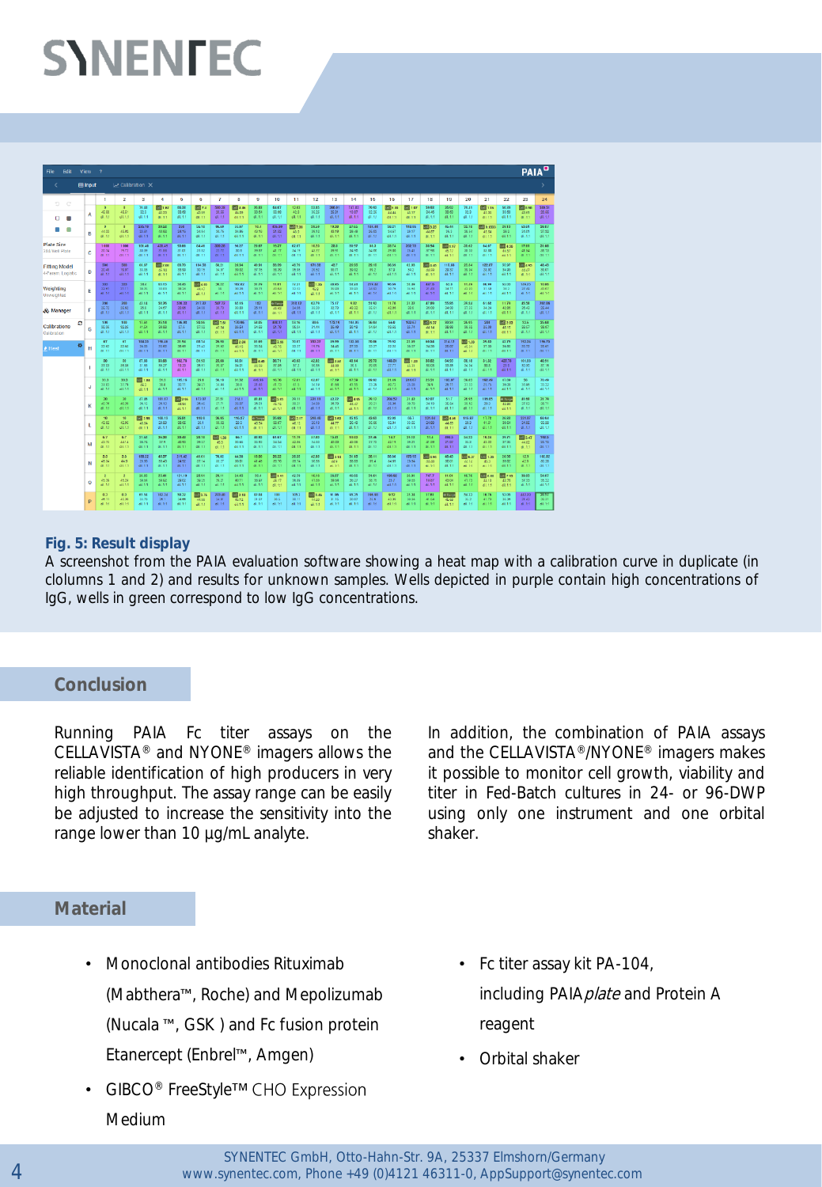**Fig. 5: Result display**
A screenshot from the PAIA evaluation software showing a heat map with a calibration curve in duplicate (in clolumns 1 and 2) and results for unknown samples. Wells depicted in purple contain high concentrations of IgG, wells in green correspond to low IgG concentrations.

## Conclusion

Running PAIA Fc titer assays on the CELLAVISTA® and NYONE® imagers allows the reliable identification of high producers in very high throughput. The assay range can be easily be adjusted to increase the sensitivity into the range lower than 10 µg/mL analyte.

In addition, the combination of PAIA assays and the CELLAVISTA®/NYONE® imagers makes it possible to monitor cell growth, viability and titer in Fed-Batch cultures in 24- or 96-DWP using only one instrument and one orbital shaker.

## Material

- Monoclonal antibodies Rituximab (Mabthera™, Roche) and Mepolizumab (Nucala ™, GSK ) and Fc fusion protein Etanercept (Enbrel™, Amgen)
- GIBCO® FreeStyle™ CHO Expression Medium
- Fc titer assay kit PA-104, including PAIA*plate* and Protein A reagent
- Orbital shaker